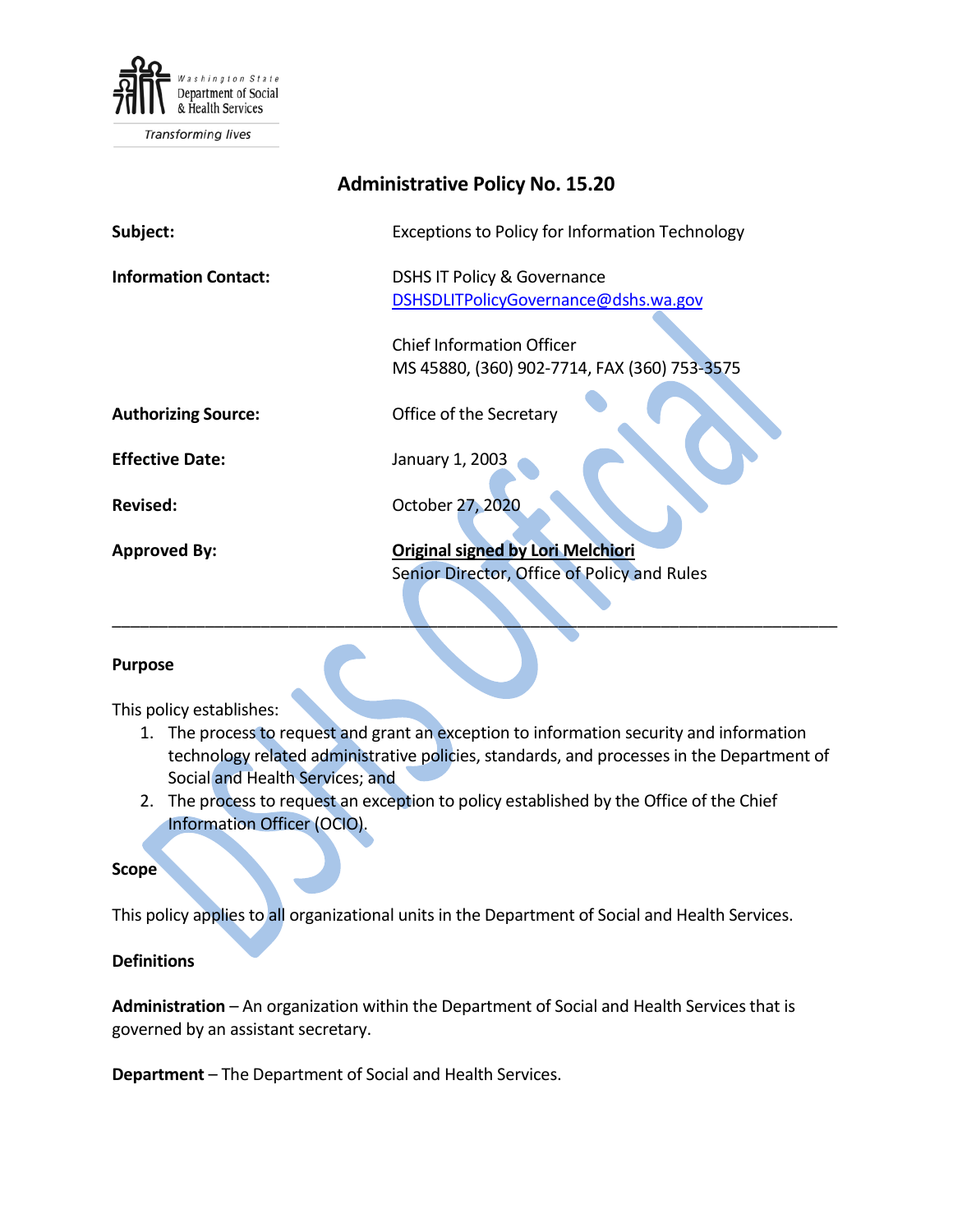Washington State Department of Social & Health Services

*Transforming lives*

# Administrative Policy No. 15.20

| | |
|---|---|
| **Subject:** | Exceptions to Policy for Information Technology |
| **Information Contact:** | DSHS IT Policy & Governance<br>DSHSDLITPolicyGovernance@dshs.wa.gov<br><br>Chief Information Officer<br>MS 45880, (360) 902-7714, FAX (360) 753-3575 |
| **Authorizing Source:** | Office of the Secretary |
| **Effective Date:** | January 1, 2003 |
| **Revised:** | October 27, 2020 |
| **Approved By:** | **Original signed by Lori Melchiori**<br>Senior Director, Office of Policy and Rules |

---

## Purpose

This policy establishes:

1. The process to request and grant an exception to information security and information technology related administrative policies, standards, and processes in the Department of Social and Health Services; and
2. The process to request an exception to policy established by the Office of the Chief Information Officer (OCIO).

## Scope

This policy applies to all organizational units in the Department of Social and Health Services.

## Definitions

**Administration** – An organization within the Department of Social and Health Services that is governed by an assistant secretary.

**Department** – The Department of Social and Health Services.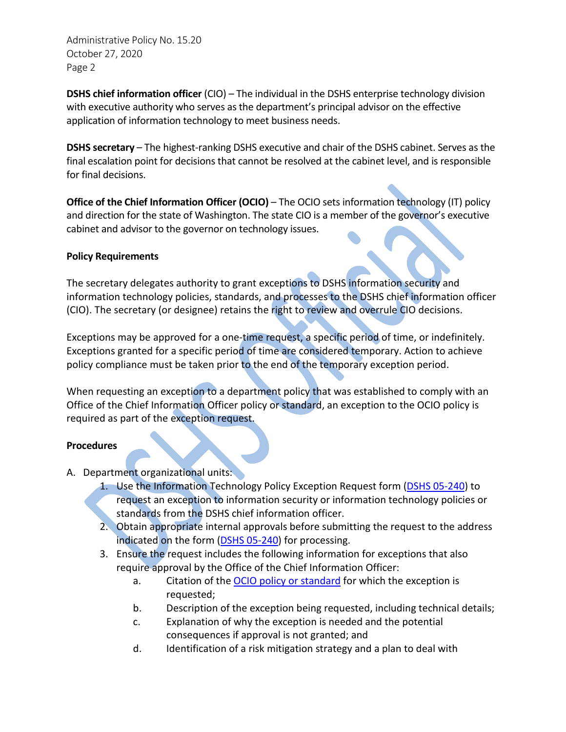**DSHS chief information officer** (CIO) – The individual in the DSHS enterprise technology division with executive authority who serves as the department's principal advisor on the effective application of information technology to meet business needs.

**DSHS secretary** – The highest-ranking DSHS executive and chair of the DSHS cabinet. Serves as the final escalation point for decisions that cannot be resolved at the cabinet level, and is responsible for final decisions.

**Office of the Chief Information Officer (OCIO)** – The OCIO sets information technology (IT) policy and direction for the state of Washington. The state CIO is a member of the governor's executive cabinet and advisor to the governor on technology issues.

**Policy Requirements**

The secretary delegates authority to grant exceptions to DSHS information security and information technology policies, standards, and processes to the DSHS chief information officer (CIO). The secretary (or designee) retains the right to review and overrule CIO decisions.

Exceptions may be approved for a one-time request, a specific period of time, or indefinitely. Exceptions granted for a specific period of time are considered temporary. Action to achieve policy compliance must be taken prior to the end of the temporary exception period.

When requesting an exception to a department policy that was established to comply with an Office of the Chief Information Officer policy or standard, an exception to the OCIO policy is required as part of the exception request.

**Procedures**

A. Department organizational units:
   1. Use the Information Technology Policy Exception Request form (DSHS 05-240) to request an exception to information security or information technology policies or standards from the DSHS chief information officer.
   2. Obtain appropriate internal approvals before submitting the request to the address indicated on the form (DSHS 05-240) for processing.
   3. Ensure the request includes the following information for exceptions that also require approval by the Office of the Chief Information Officer:
      a. Citation of the OCIO policy or standard for which the exception is requested;
      b. Description of the exception being requested, including technical details;
      c. Explanation of why the exception is needed and the potential consequences if approval is not granted; and
      d. Identification of a risk mitigation strategy and a plan to deal with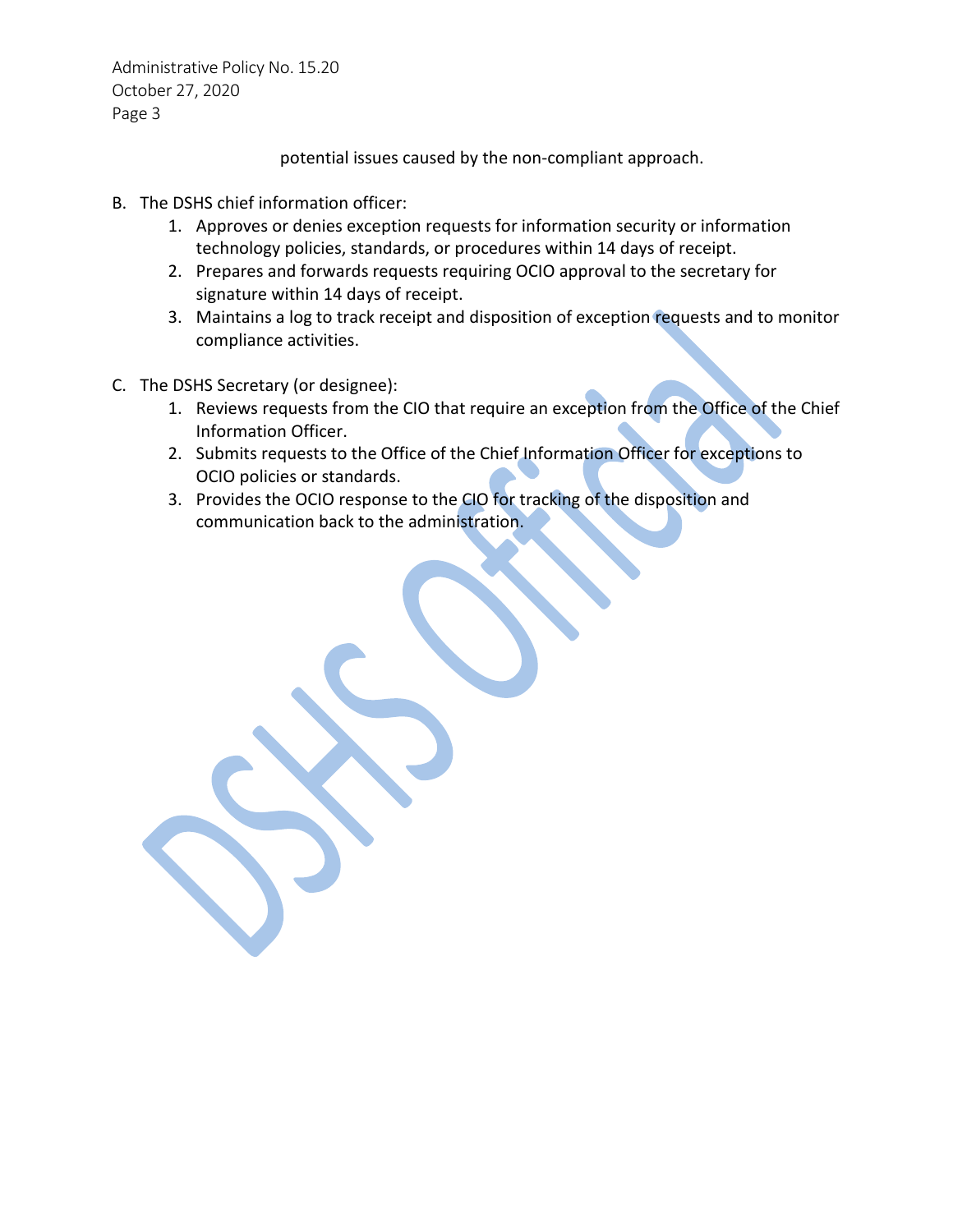potential issues caused by the non-compliant approach.

B. The DSHS chief information officer:
   1. Approves or denies exception requests for information security or information technology policies, standards, or procedures within 14 days of receipt.
   2. Prepares and forwards requests requiring OCIO approval to the secretary for signature within 14 days of receipt.
   3. Maintains a log to track receipt and disposition of exception requests and to monitor compliance activities.

C. The DSHS Secretary (or designee):
   1. Reviews requests from the CIO that require an exception from the Office of the Chief Information Officer.
   2. Submits requests to the Office of the Chief Information Officer for exceptions to OCIO policies or standards.
   3. Provides the OCIO response to the CIO for tracking of the disposition and communication back to the administration.